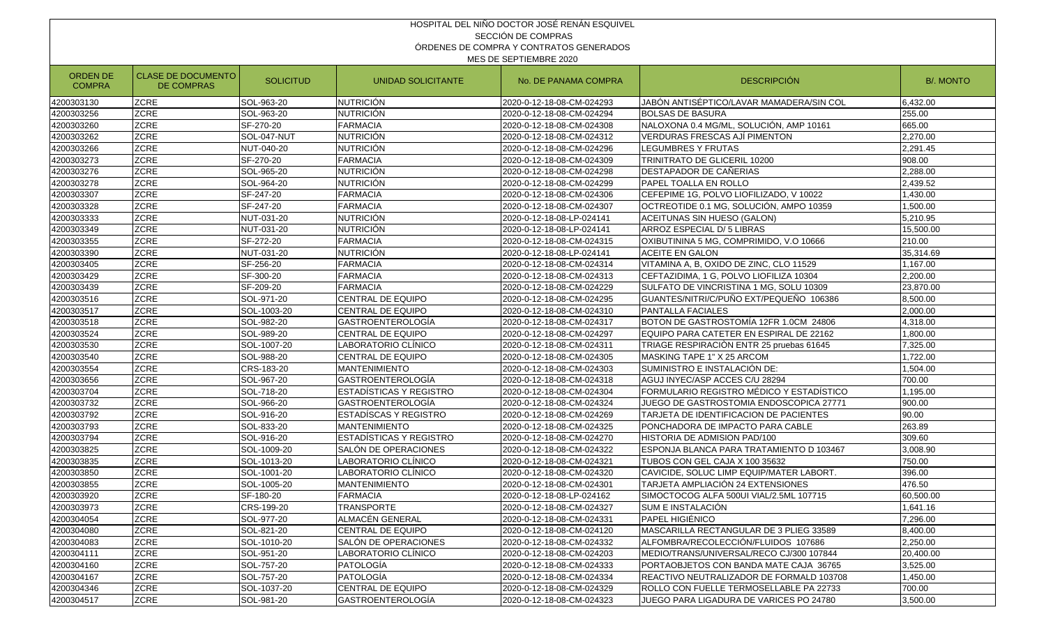# HOSPITAL DEL NIÑO DOCTOR JOSÉ RENÁN ESQUIVEL

## SECCIÓN DE COMPRAS

## ÓRDENES DE COMPRA Y CONTRATOS GENERADOS

### MES DE SEPTIEMBRE 2020

| ORDEN DE COMPRA | CLASE DE DOCUMENTO DE COMPRAS | SOLICITUD | UNIDAD SOLICITANTE | No. DE PANAMA COMPRA | DESCRIPCIÓN | B/. MONTO |
|---|---|---|---|---|---|---|
| 4200303130 | ZCRE | SOL-963-20 | NUTRICIÓN | 2020-0-12-18-08-CM-024293 | JABÓN ANTISÉPTICO/LAVAR MAMADERA/SIN COL | 6,432.00 |
| 4200303256 | ZCRE | SOL-963-20 | NUTRICIÓN | 2020-0-12-18-08-CM-024294 | BOLSAS DE BASURA | 255.00 |
| 4200303260 | ZCRE | SF-270-20 | FARMACIA | 2020-0-12-18-08-CM-024308 | NALOXONA 0.4 MG/ML, SOLUCIÓN, AMP 10161 | 665.00 |
| 4200303262 | ZCRE | SOL-047-NUT | NUTRICIÓN | 2020-0-12-18-08-CM-024312 | VERDURAS FRESCAS AJÍ PIMENTON | 2,270.00 |
| 4200303266 | ZCRE | NUT-040-20 | NUTRICIÓN | 2020-0-12-18-08-CM-024296 | LEGUMBRES Y FRUTAS | 2,291.45 |
| 4200303273 | ZCRE | SF-270-20 | FARMACIA | 2020-0-12-18-08-CM-024309 | TRINITRATO DE GLICERIL 10200 | 908.00 |
| 4200303276 | ZCRE | SOL-965-20 | NUTRICIÓN | 2020-0-12-18-08-CM-024298 | DESTAPADOR DE CAÑERIAS | 2,288.00 |
| 4200303278 | ZCRE | SOL-964-20 | NUTRICIÓN | 2020-0-12-18-08-CM-024299 | PAPEL TOALLA EN ROLLO | 2,439.52 |
| 4200303307 | ZCRE | SF-247-20 | FARMACIA | 2020-0-12-18-08-CM-024306 | CEFEPIME 1G, POLVO LIOFILIZADO, V 10022 | 1,430.00 |
| 4200303328 | ZCRE | SF-247-20 | FARMACIA | 2020-0-12-18-08-CM-024307 | OCTREOTIDE 0.1 MG, SOLUCIÓN, AMPO 10359 | 1,500.00 |
| 4200303333 | ZCRE | NUT-031-20 | NUTRICIÓN | 2020-0-12-18-08-LP-024141 | ACEITUNAS SIN HUESO (GALON) | 5,210.95 |
| 4200303349 | ZCRE | NUT-031-20 | NUTRICIÓN | 2020-0-12-18-08-LP-024141 | ARROZ ESPECIAL D/ 5 LIBRAS | 15,500.00 |
| 4200303355 | ZCRE | SF-272-20 | FARMACIA | 2020-0-12-18-08-CM-024315 | OXIBUTININA 5 MG, COMPRIMIDO, V.O 10666 | 210.00 |
| 4200303390 | ZCRE | NUT-031-20 | NUTRICIÓN | 2020-0-12-18-08-LP-024141 | ACEITE EN GALON | 35,314.69 |
| 4200303405 | ZCRE | SF-256-20 | FARMACIA | 2020-0-12-18-08-CM-024314 | VITAMINA A, B, OXIDO DE ZINC, CLO 11529 | 1,167.00 |
| 4200303429 | ZCRE | SF-300-20 | FARMACIA | 2020-0-12-18-08-CM-024313 | CEFTAZIDIMA, 1 G, POLVO LIOFILIZA 10304 | 2,200.00 |
| 4200303439 | ZCRE | SF-209-20 | FARMACIA | 2020-0-12-18-08-CM-024229 | SULFATO DE VINCRISTINA 1 MG, SOLU 10309 | 23,870.00 |
| 4200303516 | ZCRE | SOL-971-20 | CENTRAL DE EQUIPO | 2020-0-12-18-08-CM-024295 | GUANTES/NITRI/C/PUÑO EXT/PEQUEÑO 106386 | 8,500.00 |
| 4200303517 | ZCRE | SOL-1003-20 | CENTRAL DE EQUIPO | 2020-0-12-18-08-CM-024310 | PANTALLA FACIALES | 2,000.00 |
| 4200303518 | ZCRE | SOL-982-20 | GASTROENTEROLOGÍA | 2020-0-12-18-08-CM-024317 | BOTON DE GASTROSTOMÍA 12FR 1.0CM 24806 | 4,318.00 |
| 4200303524 | ZCRE | SOL-989-20 | CENTRAL DE EQUIPO | 2020-0-12-18-08-CM-024297 | EQUIPO PARA CATETER EN ESPIRAL DE 22162 | 1,800.00 |
| 4200303530 | ZCRE | SOL-1007-20 | LABORATORIO CLÍNICO | 2020-0-12-18-08-CM-024311 | TRIAGE RESPIRACIÓN ENTR 25 pruebas 61645 | 7,325.00 |
| 4200303540 | ZCRE | SOL-988-20 | CENTRAL DE EQUIPO | 2020-0-12-18-08-CM-024305 | MASKING TAPE 1" X 25 ARCOM | 1,722.00 |
| 4200303554 | ZCRE | CRS-183-20 | MANTENIMIENTO | 2020-0-12-18-08-CM-024303 | SUMINISTRO E INSTALACIÓN DE: | 1,504.00 |
| 4200303656 | ZCRE | SOL-967-20 | GASTROENTEROLOGÍA | 2020-0-12-18-08-CM-024318 | AGUJ INYEC/ASP ACCES C/U 28294 | 700.00 |
| 4200303704 | ZCRE | SOL-718-20 | ESTADÍSTICAS Y REGISTRO | 2020-0-12-18-08-CM-024304 | FORMULARIO REGISTRO MÉDICO Y ESTADÍSTICO | 1,195.00 |
| 4200303732 | ZCRE | SOL-966-20 | GASTROENTEROLOGÍA | 2020-0-12-18-08-CM-024324 | JUEGO DE GASTROSTOMIA ENDOSCOPICA 27771 | 900.00 |
| 4200303792 | ZCRE | SOL-916-20 | ESTADÍSCAS Y REGISTRO | 2020-0-12-18-08-CM-024269 | TARJETA DE IDENTIFICACION DE PACIENTES | 90.00 |
| 4200303793 | ZCRE | SOL-833-20 | MANTENIMIENTO | 2020-0-12-18-08-CM-024325 | PONCHADORA DE IMPACTO PARA CABLE | 263.89 |
| 4200303794 | ZCRE | SOL-916-20 | ESTADÍSTICAS Y REGISTRO | 2020-0-12-18-08-CM-024270 | HISTORIA DE ADMISION PAD/100 | 309.60 |
| 4200303825 | ZCRE | SOL-1009-20 | SALÓN DE OPERACIONES | 2020-0-12-18-08-CM-024322 | ESPONJA BLANCA PARA TRATAMIENTO D 103467 | 3,008.90 |
| 4200303835 | ZCRE | SOL-1013-20 | LABORATORIO CLÍNICO | 2020-0-12-18-08-CM-024321 | TUBOS CON GEL CAJA X 100 35632 | 750.00 |
| 4200303850 | ZCRE | SOL-1001-20 | LABORATORIO CLÍNICO | 2020-0-12-18-08-CM-024320 | CAVICIDE, SOLUC LIMP EQUIP/MATER LABORT. | 396.00 |
| 4200303855 | ZCRE | SOL-1005-20 | MANTENIMIENTO | 2020-0-12-18-08-CM-024301 | TARJETA AMPLIACIÓN 24 EXTENSIONES | 476.50 |
| 4200303920 | ZCRE | SF-180-20 | FARMACIA | 2020-0-12-18-08-LP-024162 | SIMOCTOCOG ALFA 500UI VIAL/2.5ML 107715 | 60,500.00 |
| 4200303973 | ZCRE | CRS-199-20 | TRANSPORTE | 2020-0-12-18-08-CM-024327 | SUM E INSTALACIÓN | 1,641.16 |
| 4200304054 | ZCRE | SOL-977-20 | ALMACÉN GENERAL | 2020-0-12-18-08-CM-024331 | PAPEL HIGIÉNICO | 7,296.00 |
| 4200304080 | ZCRE | SOL-821-20 | CENTRAL DE EQUIPO | 2020-0-12-18-08-CM-024120 | MASCARILLA RECTANGULAR DE 3 PLIEG 33589 | 8,400.00 |
| 4200304083 | ZCRE | SOL-1010-20 | SALÓN DE OPERACIONES | 2020-0-12-18-08-CM-024332 | ALFOMBRA/RECOLECCIÓN/FLUIDOS 107686 | 2,250.00 |
| 4200304111 | ZCRE | SOL-951-20 | LABORATORIO CLÍNICO | 2020-0-12-18-08-CM-024203 | MEDIO/TRANS/UNIVERSAL/RECO CJ/300 107844 | 20,400.00 |
| 4200304160 | ZCRE | SOL-757-20 | PATOLOGÍA | 2020-0-12-18-08-CM-024333 | PORTAOBJETOS CON BANDA MATE CAJA 36765 | 3,525.00 |
| 4200304167 | ZCRE | SOL-757-20 | PATOLOGÍA | 2020-0-12-18-08-CM-024334 | REACTIVO NEUTRALIZADOR DE FORMALD 103708 | 1,450.00 |
| 4200304346 | ZCRE | SOL-1037-20 | CENTRAL DE EQUIPO | 2020-0-12-18-08-CM-024329 | ROLLO CON FUELLE TERMOSELLABLE PA 22733 | 700.00 |
| 4200304517 | ZCRE | SOL-981-20 | GASTROENTEROLOGÍA | 2020-0-12-18-08-CM-024323 | JUEGO PARA LIGADURA DE VARICES PO 24780 | 3,500.00 |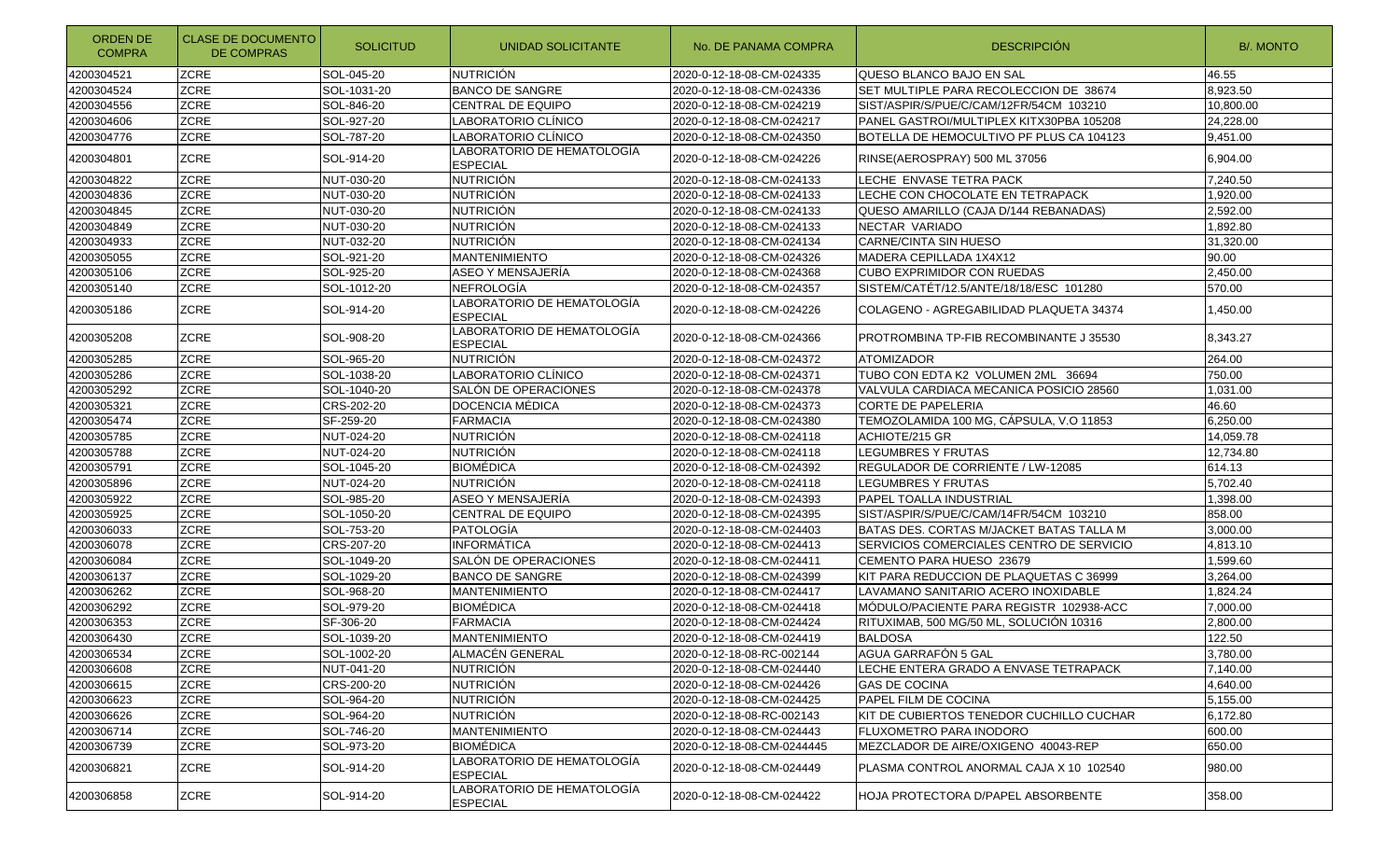| ORDEN DE COMPRA | CLASE DE DOCUMENTO DE COMPRAS | SOLICITUD | UNIDAD SOLICITANTE | No. DE PANAMA COMPRA | DESCRIPCIÓN | B/. MONTO |
|---|---|---|---|---|---|---|
| 4200304521 | ZCRE | SOL-045-20 | NUTRICIÓN | 2020-0-12-18-08-CM-024335 | QUESO BLANCO BAJO EN SAL | 46.55 |
| 4200304524 | ZCRE | SOL-1031-20 | BANCO DE SANGRE | 2020-0-12-18-08-CM-024336 | SET MULTIPLE PARA RECOLECCION DE 38674 | 8,923.50 |
| 4200304556 | ZCRE | SOL-846-20 | CENTRAL DE EQUIPO | 2020-0-12-18-08-CM-024219 | SIST/ASPIR/S/PUE/C/CAM/12FR/54CM 103210 | 10,800.00 |
| 4200304606 | ZCRE | SOL-927-20 | LABORATORIO CLÍNICO | 2020-0-12-18-08-CM-024217 | PANEL GASTROI/MULTIPLEX KITX30PBA 105208 | 24,228.00 |
| 4200304776 | ZCRE | SOL-787-20 | LABORATORIO CLÍNICO | 2020-0-12-18-08-CM-024350 | BOTELLA DE HEMOCULTIVO PF PLUS CA 104123 | 9,451.00 |
| 4200304801 | ZCRE | SOL-914-20 | LABORATORIO DE HEMATOLOGÍA ESPECIAL | 2020-0-12-18-08-CM-024226 | RINSE(AEROSPRAY) 500 ML 37056 | 6,904.00 |
| 4200304822 | ZCRE | NUT-030-20 | NUTRICIÓN | 2020-0-12-18-08-CM-024133 | LECHE ENVASE TETRA PACK | 7,240.50 |
| 4200304836 | ZCRE | NUT-030-20 | NUTRICIÓN | 2020-0-12-18-08-CM-024133 | LECHE CON CHOCOLATE EN TETRAPACK | 1,920.00 |
| 4200304845 | ZCRE | NUT-030-20 | NUTRICIÓN | 2020-0-12-18-08-CM-024133 | QUESO AMARILLO (CAJA D/144 REBANADAS) | 2,592.00 |
| 4200304849 | ZCRE | NUT-030-20 | NUTRICIÓN | 2020-0-12-18-08-CM-024133 | NECTAR VARIADO | 1,892.80 |
| 4200304933 | ZCRE | NUT-032-20 | NUTRICIÓN | 2020-0-12-18-08-CM-024134 | CARNE/CINTA SIN HUESO | 31,320.00 |
| 4200305055 | ZCRE | SOL-921-20 | MANTENIMIENTO | 2020-0-12-18-08-CM-024326 | MADERA CEPILLADA 1X4X12 | 90.00 |
| 4200305106 | ZCRE | SOL-925-20 | ASEO Y MENSAJERÍA | 2020-0-12-18-08-CM-024368 | CUBO EXPRIMIDOR CON RUEDAS | 2,450.00 |
| 4200305140 | ZCRE | SOL-1012-20 | NEFROLOGÍA | 2020-0-12-18-08-CM-024357 | SISTEM/CATÉT/12.5/ANTE/18/18/ESC 101280 | 570.00 |
| 4200305186 | ZCRE | SOL-914-20 | LABORATORIO DE HEMATOLOGÍA ESPECIAL | 2020-0-12-18-08-CM-024226 | COLAGENO - AGREGABILIDAD PLAQUETA 34374 | 1,450.00 |
| 4200305208 | ZCRE | SOL-908-20 | LABORATORIO DE HEMATOLOGÍA ESPECIAL | 2020-0-12-18-08-CM-024366 | PROTROMBINA TP-FIB RECOMBINANTE J 35530 | 8,343.27 |
| 4200305285 | ZCRE | SOL-965-20 | NUTRICIÓN | 2020-0-12-18-08-CM-024372 | ATOMIZADOR | 264.00 |
| 4200305286 | ZCRE | SOL-1038-20 | LABORATORIO CLÍNICO | 2020-0-12-18-08-CM-024371 | TUBO CON EDTA K2 VOLUMEN 2ML 36694 | 750.00 |
| 4200305292 | ZCRE | SOL-1040-20 | SALÓN DE OPERACIONES | 2020-0-12-18-08-CM-024378 | VALVULA CARDIACA MECANICA POSICIO 28560 | 1,031.00 |
| 4200305321 | ZCRE | CRS-202-20 | DOCENCIA MÉDICA | 2020-0-12-18-08-CM-024373 | CORTE DE PAPELERIA | 46.60 |
| 4200305474 | ZCRE | SF-259-20 | FARMACIA | 2020-0-12-18-08-CM-024380 | TEMOZOLAMIDA 100 MG, CÁPSULA, V.O 11853 | 6,250.00 |
| 4200305785 | ZCRE | NUT-024-20 | NUTRICIÓN | 2020-0-12-18-08-CM-024118 | ACHIOTE/215 GR | 14,059.78 |
| 4200305788 | ZCRE | NUT-024-20 | NUTRICIÓN | 2020-0-12-18-08-CM-024118 | LEGUMBRES Y FRUTAS | 12,734.80 |
| 4200305791 | ZCRE | SOL-1045-20 | BIOMÉDICA | 2020-0-12-18-08-CM-024392 | REGULADOR DE CORRIENTE / LW-12085 | 614.13 |
| 4200305896 | ZCRE | NUT-024-20 | NUTRICIÓN | 2020-0-12-18-08-CM-024118 | LEGUMBRES Y FRUTAS | 5,702.40 |
| 4200305922 | ZCRE | SOL-985-20 | ASEO Y MENSAJERÍA | 2020-0-12-18-08-CM-024393 | PAPEL TOALLA INDUSTRIAL | 1,398.00 |
| 4200305925 | ZCRE | SOL-1050-20 | CENTRAL DE EQUIPO | 2020-0-12-18-08-CM-024395 | SIST/ASPIR/S/PUE/C/CAM/14FR/54CM 103210 | 858.00 |
| 4200306033 | ZCRE | SOL-753-20 | PATOLOGÍA | 2020-0-12-18-08-CM-024403 | BATAS DES. CORTAS M/JACKET BATAS TALLA M | 3,000.00 |
| 4200306078 | ZCRE | CRS-207-20 | INFORMÁTICA | 2020-0-12-18-08-CM-024413 | SERVICIOS COMERCIALES CENTRO DE SERVICIO | 4,813.10 |
| 4200306084 | ZCRE | SOL-1049-20 | SALÓN DE OPERACIONES | 2020-0-12-18-08-CM-024411 | CEMENTO PARA HUESO 23679 | 1,599.60 |
| 4200306137 | ZCRE | SOL-1029-20 | BANCO DE SANGRE | 2020-0-12-18-08-CM-024399 | KIT PARA REDUCCION DE PLAQUETAS C 36999 | 3,264.00 |
| 4200306262 | ZCRE | SOL-968-20 | MANTENIMIENTO | 2020-0-12-18-08-CM-024417 | LAVAMANO SANITARIO ACERO INOXIDABLE | 1,824.24 |
| 4200306292 | ZCRE | SOL-979-20 | BIOMÉDICA | 2020-0-12-18-08-CM-024418 | MÓDULO/PACIENTE PARA REGISTR 102938-ACC | 7,000.00 |
| 4200306353 | ZCRE | SF-306-20 | FARMACIA | 2020-0-12-18-08-CM-024424 | RITUXIMAB, 500 MG/50 ML, SOLUCIÓN 10316 | 2,800.00 |
| 4200306430 | ZCRE | SOL-1039-20 | MANTENIMIENTO | 2020-0-12-18-08-CM-024419 | BALDOSA | 122.50 |
| 4200306534 | ZCRE | SOL-1002-20 | ALMACÉN GENERAL | 2020-0-12-18-08-RC-002144 | AGUA GARRAFÓN 5 GAL | 3,780.00 |
| 4200306608 | ZCRE | NUT-041-20 | NUTRICIÓN | 2020-0-12-18-08-CM-024440 | LECHE ENTERA GRADO A ENVASE TETRAPACK | 7,140.00 |
| 4200306615 | ZCRE | CRS-200-20 | NUTRICIÓN | 2020-0-12-18-08-CM-024426 | GAS DE COCINA | 4,640.00 |
| 4200306623 | ZCRE | SOL-964-20 | NUTRICIÓN | 2020-0-12-18-08-CM-024425 | PAPEL FILM DE COCINA | 5,155.00 |
| 4200306626 | ZCRE | SOL-964-20 | NUTRICIÓN | 2020-0-12-18-08-RC-002143 | KIT DE CUBIERTOS TENEDOR CUCHILLO CUCHAR | 6,172.80 |
| 4200306714 | ZCRE | SOL-746-20 | MANTENIMIENTO | 2020-0-12-18-08-CM-024443 | FLUXOMETRO PARA INODORO | 600.00 |
| 4200306739 | ZCRE | SOL-973-20 | BIOMÉDICA | 2020-0-12-18-08-CM-0244445 | MEZCLADOR DE AIRE/OXIGENO 40043-REP | 650.00 |
| 4200306821 | ZCRE | SOL-914-20 | LABORATORIO DE HEMATOLOGÍA ESPECIAL | 2020-0-12-18-08-CM-024449 | PLASMA CONTROL ANORMAL CAJA X 10 102540 | 980.00 |
| 4200306858 | ZCRE | SOL-914-20 | LABORATORIO DE HEMATOLOGÍA ESPECIAL | 2020-0-12-18-08-CM-024422 | HOJA PROTECTORA D/PAPEL ABSORBENTE | 358.00 |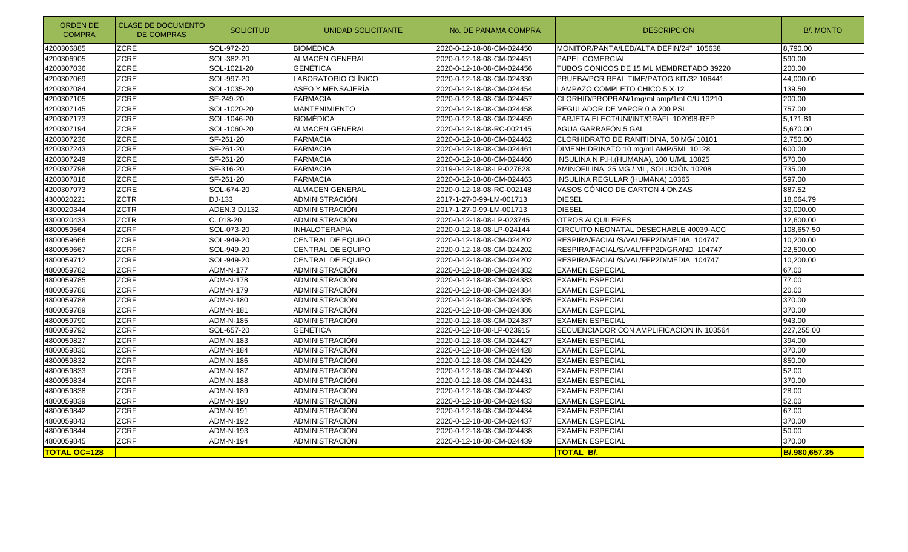| ORDEN DE COMPRA | CLASE DE DOCUMENTO DE COMPRAS | SOLICITUD | UNIDAD SOLICITANTE | No. DE PANAMA COMPRA | DESCRIPCIÓN | B/. MONTO |
|---|---|---|---|---|---|---|
| 4200306885 | ZCRE | SOL-972-20 | BIOMÉDICA | 2020-0-12-18-08-CM-024450 | MONITOR/PANTA/LED/ALTA DEFIN/24" 105638 | 8,790.00 |
| 4200306905 | ZCRE | SOL-382-20 | ALMACÉN GENERAL | 2020-0-12-18-08-CM-024451 | PAPEL COMERCIAL | 590.00 |
| 4200307036 | ZCRE | SOL-1021-20 | GENÉTICA | 2020-0-12-18-08-CM-024456 | TUBOS CONICOS DE 15 ML MEMBRETADO 39220 | 200.00 |
| 4200307069 | ZCRE | SOL-997-20 | LABORATORIO CLÍNICO | 2020-0-12-18-08-CM-024330 | PRUEBA/PCR REAL TIME/PATOG KIT/32 106441 | 44,000.00 |
| 4200307084 | ZCRE | SOL-1035-20 | ASEO Y MENSAJERÍA | 2020-0-12-18-08-CM-024454 | LAMPAZO COMPLETO CHICO 5 X 12 | 139.50 |
| 4200307105 | ZCRE | SF-249-20 | FARMACIA | 2020-0-12-18-08-CM-024457 | CLORHID/PROPRAN/1mg/ml amp/1ml C/U 10210 | 200.00 |
| 4200307145 | ZCRE | SOL-1020-20 | MANTENIMIENTO | 2020-0-12-18-08-CM-024458 | REGULADOR DE VAPOR 0 A 200 PSI | 757.00 |
| 4200307173 | ZCRE | SOL-1046-20 | BIOMÉDICA | 2020-0-12-18-08-CM-024459 | TARJETA ELECT/UNI/INT/GRÁFI 102098-REP | 5,171.81 |
| 4200307194 | ZCRE | SOL-1060-20 | ALMACEN GENERAL | 2020-0-12-18-08-RC-002145 | AGUA GARRAFÓN 5 GAL | 5,670.00 |
| 4200307236 | ZCRE | SF-261-20 | FARMACIA | 2020-0-12-18-08-CM-024462 | CLORHIDRATO DE RANITIDINA, 50 MG/ 10101 | 2,750.00 |
| 4200307243 | ZCRE | SF-261-20 | FARMACIA | 2020-0-12-18-08-CM-024461 | DIMENHIDRINATO 10 mg/ml AMP/5ML 10128 | 600.00 |
| 4200307249 | ZCRE | SF-261-20 | FARMACIA | 2020-0-12-18-08-CM-024460 | INSULINA N.P.H.(HUMANA), 100 U/ML 10825 | 570.00 |
| 4200307798 | ZCRE | SF-316-20 | FARMACIA | 2019-0-12-18-08-LP-027628 | AMINOFILINA, 25 MG / ML, SOLUCIÓN 10208 | 735.00 |
| 4200307816 | ZCRE | SF-261-20 | FARMACIA | 2020-0-12-18-08-CM-024463 | INSULINA REGULAR (HUMANA) 10365 | 597.00 |
| 4200307973 | ZCRE | SOL-674-20 | ALMACEN GENERAL | 2020-0-12-18-08-RC-002148 | VASOS CÓNICO DE CARTON 4 ONZAS | 887.52 |
| 4300020221 | ZCTR | DJ-133 | ADMINISTRACIÓN | 2017-1-27-0-99-LM-001713 | DIESEL | 18,064.79 |
| 4300020344 | ZCTR | ADEN.3 DJ132 | ADMINISTRACIÓN | 2017-1-27-0-99-LM-001713 | DIESEL | 30,000.00 |
| 4300020433 | ZCTR | C. 018-20 | ADMINISTRACIÓN | 2020-0-12-18-08-LP-023745 | OTROS ALQUILERES | 12,600.00 |
| 4800059564 | ZCRF | SOL-073-20 | INHALOTERAPIA | 2020-0-12-18-08-LP-024144 | CIRCUITO NEONATAL DESECHABLE 40039-ACC | 108,657.50 |
| 4800059666 | ZCRF | SOL-949-20 | CENTRAL DE EQUIPO | 2020-0-12-18-08-CM-024202 | RESPIRA/FACIAL/S/VAL/FFP2D/MEDIA 104747 | 10,200.00 |
| 4800059667 | ZCRF | SOL-949-20 | CENTRAL DE EQUIPO | 2020-0-12-18-08-CM-024202 | RESPIRA/FACIAL/S/VAL/FFP2D/GRAND 104747 | 22,500.00 |
| 4800059712 | ZCRF | SOL-949-20 | CENTRAL DE EQUIPO | 2020-0-12-18-08-CM-024202 | RESPIRA/FACIAL/S/VAL/FFP2D/MEDIA 104747 | 10,200.00 |
| 4800059782 | ZCRF | ADM-N-177 | ADMINISTRACIÓN | 2020-0-12-18-08-CM-024382 | EXAMEN ESPECIAL | 67.00 |
| 4800059785 | ZCRF | ADM-N-178 | ADMINISTRACIÓN | 2020-0-12-18-08-CM-024383 | EXAMEN ESPECIAL | 77.00 |
| 4800059786 | ZCRF | ADM-N-179 | ADMINISTRACIÓN | 2020-0-12-18-08-CM-024384 | EXAMEN ESPECIAL | 20.00 |
| 4800059788 | ZCRF | ADM-N-180 | ADMINISTRACIÓN | 2020-0-12-18-08-CM-024385 | EXAMEN ESPECIAL | 370.00 |
| 4800059789 | ZCRF | ADM-N-181 | ADMINISTRACIÓN | 2020-0-12-18-08-CM-024386 | EXAMEN ESPECIAL | 370.00 |
| 4800059790 | ZCRF | ADM-N-185 | ADMINISTRACIÓN | 2020-0-12-18-08-CM-024387 | EXAMEN ESPECIAL | 943.00 |
| 4800059792 | ZCRF | SOL-657-20 | GENÉTICA | 2020-0-12-18-08-LP-023915 | SECUENCIADOR CON AMPLIFICACION IN 103564 | 227,255.00 |
| 4800059827 | ZCRF | ADM-N-183 | ADMINISTRACIÓN | 2020-0-12-18-08-CM-024427 | EXAMEN ESPECIAL | 394.00 |
| 4800059830 | ZCRF | ADM-N-184 | ADMINISTRACIÓN | 2020-0-12-18-08-CM-024428 | EXAMEN ESPECIAL | 370.00 |
| 4800059832 | ZCRF | ADM-N-186 | ADMINISTRACIÓN | 2020-0-12-18-08-CM-024429 | EXAMEN ESPECIAL | 850.00 |
| 4800059833 | ZCRF | ADM-N-187 | ADMINISTRACIÓN | 2020-0-12-18-08-CM-024430 | EXAMEN ESPECIAL | 52.00 |
| 4800059834 | ZCRF | ADM-N-188 | ADMINISTRACIÓN | 2020-0-12-18-08-CM-024431 | EXAMEN ESPECIAL | 370.00 |
| 4800059838 | ZCRF | ADM-N-189 | ADMINISTRACIÓN | 2020-0-12-18-08-CM-024432 | EXAMEN ESPECIAL | 28.00 |
| 4800059839 | ZCRF | ADM-N-190 | ADMINISTRACIÓN | 2020-0-12-18-08-CM-024433 | EXAMEN ESPECIAL | 52.00 |
| 4800059842 | ZCRF | ADM-N-191 | ADMINISTRACIÓN | 2020-0-12-18-08-CM-024434 | EXAMEN ESPECIAL | 67.00 |
| 4800059843 | ZCRF | ADM-N-192 | ADMINISTRACIÓN | 2020-0-12-18-08-CM-024437 | EXAMEN ESPECIAL | 370.00 |
| 4800059844 | ZCRF | ADM-N-193 | ADMINISTRACIÓN | 2020-0-12-18-08-CM-024438 | EXAMEN ESPECIAL | 50.00 |
| 4800059845 | ZCRF | ADM-N-194 | ADMINISTRACIÓN | 2020-0-12-18-08-CM-024439 | EXAMEN ESPECIAL | 370.00 |
| **TOTAL OC=128** | | | | | **TOTAL B/.** | **B/.980,657.35** |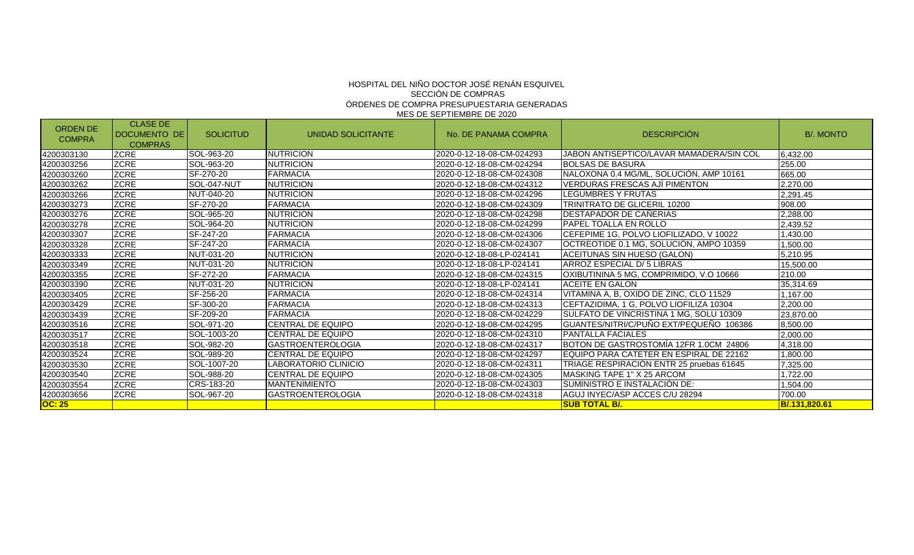HOSPITAL DEL NIÑO DOCTOR JOSÉ RENÁN ESQUIVEL
SECCIÓN DE COMPRAS
ÓRDENES DE COMPRA PRESUPUESTARIA GENERADAS
MES DE SEPTIEMBRE DE 2020

| ORDEN DE COMPRA | CLASE DE DOCUMENTO DE COMPRAS | SOLICITUD | UNIDAD SOLICITANTE | No. DE PANAMA COMPRA | DESCRIPCIÓN | B/. MONTO |
|---|---|---|---|---|---|---|
| 4200303130 | ZCRE | SOL-963-20 | NUTRICION | 2020-0-12-18-08-CM-024293 | JABON ANTISEPTICO/LAVAR MAMADERA/SIN COL | 6,432.00 |
| 4200303256 | ZCRE | SOL-963-20 | NUTRICION | 2020-0-12-18-08-CM-024294 | BOLSAS DE BASURA | 255.00 |
| 4200303260 | ZCRE | SF-270-20 | FARMACIA | 2020-0-12-18-08-CM-024308 | NALOXONA 0.4 MG/ML, SOLUCIÓN, AMP 10161 | 665.00 |
| 4200303262 | ZCRE | SOL-047-NUT | NUTRICION | 2020-0-12-18-08-CM-024312 | VERDURAS FRESCAS AJÍ PIMENTON | 2,270.00 |
| 4200303266 | ZCRE | NUT-040-20 | NUTRICION | 2020-0-12-18-08-CM-024296 | LEGUMBRES Y FRUTAS | 2,291.45 |
| 4200303273 | ZCRE | SF-270-20 | FARMACIA | 2020-0-12-18-08-CM-024309 | TRINITRATO DE GLICERIL 10200 | 908.00 |
| 4200303276 | ZCRE | SOL-965-20 | NUTRICION | 2020-0-12-18-08-CM-024298 | DESTAPADOR DE CAÑERIAS | 2,288.00 |
| 4200303278 | ZCRE | SOL-964-20 | NUTRICION | 2020-0-12-18-08-CM-024299 | PAPEL TOALLA EN ROLLO | 2,439.52 |
| 4200303307 | ZCRE | SF-247-20 | FARMACIA | 2020-0-12-18-08-CM-024306 | CEFEPIME 1G, POLVO LIOFILIZADO, V 10022 | 1,430.00 |
| 4200303328 | ZCRE | SF-247-20 | FARMACIA | 2020-0-12-18-08-CM-024307 | OCTREOTIDE 0.1 MG, SOLUCIÓN, AMPO 10359 | 1,500.00 |
| 4200303333 | ZCRE | NUT-031-20 | NUTRICION | 2020-0-12-18-08-LP-024141 | ACEITUNAS SIN HUESO (GALON) | 5,210.95 |
| 4200303349 | ZCRE | NUT-031-20 | NUTRICION | 2020-0-12-18-08-LP-024141 | ARROZ ESPECIAL D/ 5 LIBRAS | 15,500.00 |
| 4200303355 | ZCRE | SF-272-20 | FARMACIA | 2020-0-12-18-08-CM-024315 | OXIBUTININA 5 MG, COMPRIMIDO, V.O 10666 | 210.00 |
| 4200303390 | ZCRE | NUT-031-20 | NUTRICION | 2020-0-12-18-08-LP-024141 | ACEITE EN GALON | 35,314.69 |
| 4200303405 | ZCRE | SF-256-20 | FARMACIA | 2020-0-12-18-08-CM-024314 | VITAMINA A, B, OXIDO DE ZINC, CLO 11529 | 1,167.00 |
| 4200303429 | ZCRE | SF-300-20 | FARMACIA | 2020-0-12-18-08-CM-024313 | CEFTAZIDIMA, 1 G, POLVO LIOFILIZA 10304 | 2,200.00 |
| 4200303439 | ZCRE | SF-209-20 | FARMACIA | 2020-0-12-18-08-CM-024229 | SULFATO DE VINCRISTINA 1 MG, SOLU 10309 | 23,870.00 |
| 4200303516 | ZCRE | SOL-971-20 | CENTRAL DE EQUIPO | 2020-0-12-18-08-CM-024295 | GUANTES/NITRI/C/PUÑO EXT/PEQUEÑO 106386 | 8,500.00 |
| 4200303517 | ZCRE | SOL-1003-20 | CENTRAL DE EQUIPO | 2020-0-12-18-08-CM-024310 | PANTALLA FACIALES | 2,000.00 |
| 4200303518 | ZCRE | SOL-982-20 | GASTROENTEROLOGIA | 2020-0-12-18-08-CM-024317 | BOTON DE GASTROSTOMÍA 12FR 1.0CM 24806 | 4,318.00 |
| 4200303524 | ZCRE | SOL-989-20 | CENTRAL DE EQUIPO | 2020-0-12-18-08-CM-024297 | EQUIPO PARA CATETER EN ESPIRAL DE 22162 | 1,800.00 |
| 4200303530 | ZCRE | SOL-1007-20 | LABORATORIO CLINICIO | 2020-0-12-18-08-CM-024311 | TRIAGE RESPIRACIÓN ENTR 25 pruebas 61645 | 7,325.00 |
| 4200303540 | ZCRE | SOL-988-20 | CENTRAL DE EQUIPO | 2020-0-12-18-08-CM-024305 | MASKING TAPE 1" X 25 ARCOM | 1,722.00 |
| 4200303554 | ZCRE | CRS-183-20 | MANTENIMIENTO | 2020-0-12-18-08-CM-024303 | SUMINISTRO E INSTALACIÓN DE: | 1,504.00 |
| 4200303656 | ZCRE | SOL-967-20 | GASTROENTEROLOGIA | 2020-0-12-18-08-CM-024318 | AGUJ INYEC/ASP ACCES C/U 28294 | 700.00 |
| **OC: 25** | | | | | **SUB TOTAL B/.** | **B/.131,820.61** |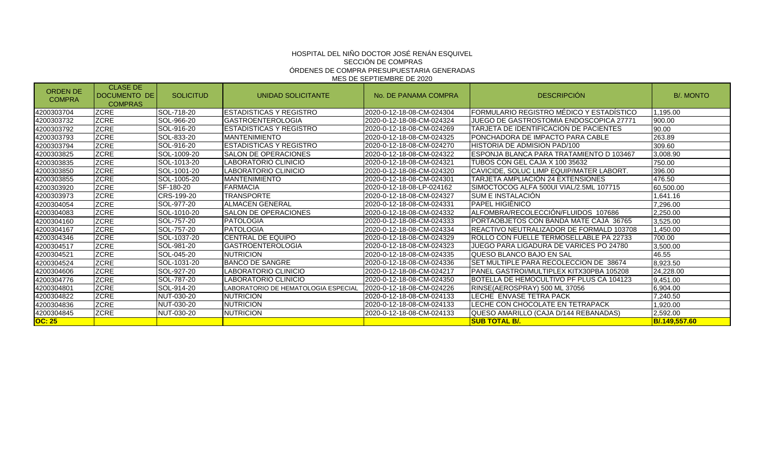# HOSPITAL DEL NIÑO DOCTOR JOSÉ RENÁN ESQUIVEL
## SECCIÓN DE COMPRAS
## ÓRDENES DE COMPRA PRESUPUESTARIA GENERADAS
## MES DE SEPTIEMBRE DE 2020

| ORDEN DE COMPRA | CLASE DE DOCUMENTO DE COMPRAS | SOLICITUD | UNIDAD SOLICITANTE | No. DE PANAMA COMPRA | DESCRIPCIÓN | B/. MONTO |
|---|---|---|---|---|---|---|
| 4200303704 | ZCRE | SOL-718-20 | ESTADISTICAS Y REGISTRO | 2020-0-12-18-08-CM-024304 | FORMULARIO REGISTRO MÉDICO Y ESTADÍSTICO | 1,195.00 |
| 4200303732 | ZCRE | SOL-966-20 | GASTROENTEROLOGIA | 2020-0-12-18-08-CM-024324 | JUEGO DE GASTROSTOMIA ENDOSCOPICA 27771 | 900.00 |
| 4200303792 | ZCRE | SOL-916-20 | ESTADISTICAS Y REGISTRO | 2020-0-12-18-08-CM-024269 | TARJETA DE IDENTIFICACION DE PACIENTES | 90.00 |
| 4200303793 | ZCRE | SOL-833-20 | MANTENIMIENTO | 2020-0-12-18-08-CM-024325 | PONCHADORA DE IMPACTO PARA CABLE | 263.89 |
| 4200303794 | ZCRE | SOL-916-20 | ESTADISTICAS Y REGISTRO | 2020-0-12-18-08-CM-024270 | HISTORIA DE ADMISION PAD/100 | 309.60 |
| 4200303825 | ZCRE | SOL-1009-20 | SALON DE OPERACIONES | 2020-0-12-18-08-CM-024322 | ESPONJA BLANCA PARA TRATAMIENTO D 103467 | 3,008.90 |
| 4200303835 | ZCRE | SOL-1013-20 | LABORATORIO CLINICIO | 2020-0-12-18-08-CM-024321 | TUBOS CON GEL CAJA X 100 35632 | 750.00 |
| 4200303850 | ZCRE | SOL-1001-20 | LABORATORIO CLINICIO | 2020-0-12-18-08-CM-024320 | CAVICIDE, SOLUC LIMP EQUIP/MATER LABORT. | 396.00 |
| 4200303855 | ZCRE | SOL-1005-20 | MANTENIMIENTO | 2020-0-12-18-08-CM-024301 | TARJETA AMPLIACIÓN 24 EXTENSIONES | 476.50 |
| 4200303920 | ZCRE | SF-180-20 | FARMACIA | 2020-0-12-18-08-LP-024162 | SIMOCTOCOG ALFA 500UI VIAL/2.5ML 107715 | 60,500.00 |
| 4200303973 | ZCRE | CRS-199-20 | TRANSPORTE | 2020-0-12-18-08-CM-024327 | SUM E INSTALACIÓN | 1,641.16 |
| 4200304054 | ZCRE | SOL-977-20 | ALMACEN GENERAL | 2020-0-12-18-08-CM-024331 | PAPEL HIGIÉNICO | 7,296.00 |
| 4200304083 | ZCRE | SOL-1010-20 | SALON DE OPERACIONES | 2020-0-12-18-08-CM-024332 | ALFOMBRA/RECOLECCIÓN/FLUIDOS 107686 | 2,250.00 |
| 4200304160 | ZCRE | SOL-757-20 | PATOLOGIA | 2020-0-12-18-08-CM-024333 | PORTAOBJETOS CON BANDA MATE CAJA 36765 | 3,525.00 |
| 4200304167 | ZCRE | SOL-757-20 | PATOLOGIA | 2020-0-12-18-08-CM-024334 | REACTIVO NEUTRALIZADOR DE FORMALD 103708 | 1,450.00 |
| 4200304346 | ZCRE | SOL-1037-20 | CENTRAL DE EQUIPO | 2020-0-12-18-08-CM-024329 | ROLLO CON FUELLE TERMOSELLABLE PA 22733 | 700.00 |
| 4200304517 | ZCRE | SOL-981-20 | GASTROENTEROLOGIA | 2020-0-12-18-08-CM-024323 | JUEGO PARA LIGADURA DE VARICES PO 24780 | 3,500.00 |
| 4200304521 | ZCRE | SOL-045-20 | NUTRICION | 2020-0-12-18-08-CM-024335 | QUESO BLANCO BAJO EN SAL | 46.55 |
| 4200304524 | ZCRE | SOL-1031-20 | BANCO DE SANGRE | 2020-0-12-18-08-CM-024336 | SET MULTIPLE PARA RECOLECCION DE 38674 | 8,923.50 |
| 4200304606 | ZCRE | SOL-927-20 | LABORATORIO CLINICIO | 2020-0-12-18-08-CM-024217 | PANEL GASTROI/MULTIPLEX KITX30PBA 105208 | 24,228.00 |
| 4200304776 | ZCRE | SOL-787-20 | LABORATORIO CLINICIO | 2020-0-12-18-08-CM-024350 | BOTELLA DE HEMOCULTIVO PF PLUS CA 104123 | 9,451.00 |
| 4200304801 | ZCRE | SOL-914-20 | LABORATORIO DE HEMATOLOGIA ESPECIAL | 2020-0-12-18-08-CM-024226 | RINSE(AEROSPRAY) 500 ML 37056 | 6,904.00 |
| 4200304822 | ZCRE | NUT-030-20 | NUTRICION | 2020-0-12-18-08-CM-024133 | LECHE ENVASE TETRA PACK | 7,240.50 |
| 4200304836 | ZCRE | NUT-030-20 | NUTRICION | 2020-0-12-18-08-CM-024133 | LECHE CON CHOCOLATE EN TETRAPACK | 1,920.00 |
| 4200304845 | ZCRE | NUT-030-20 | NUTRICION | 2020-0-12-18-08-CM-024133 | QUESO AMARILLO (CAJA D/144 REBANADAS) | 2,592.00 |
| **OC: 25** | | | | | **SUB TOTAL B/.** | **B/.149,557.60** |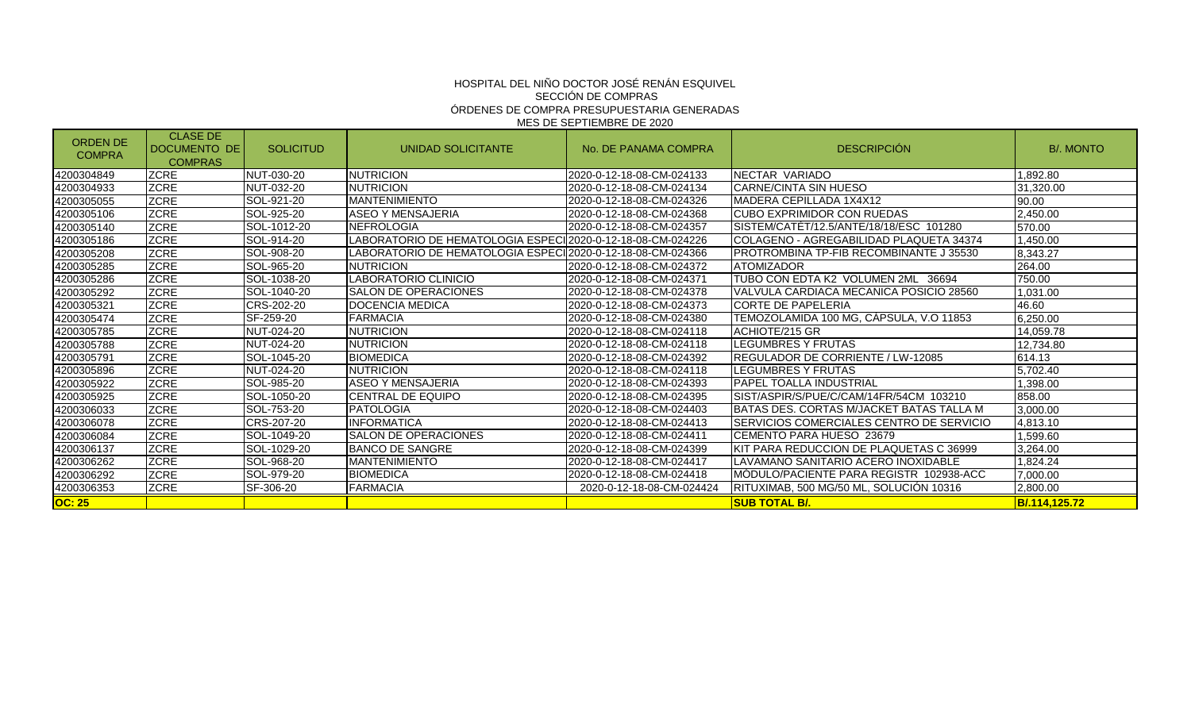HOSPITAL DEL NIÑO DOCTOR JOSÉ RENÁN ESQUIVEL
SECCIÓN DE COMPRAS
ÓRDENES DE COMPRA PRESUPUESTARIA GENERADAS
MES DE SEPTIEMBRE DE 2020

| ORDEN DE COMPRA | CLASE DE DOCUMENTO DE COMPRAS | SOLICITUD | UNIDAD SOLICITANTE | No. DE PANAMA COMPRA | DESCRIPCIÓN | B/. MONTO |
|---|---|---|---|---|---|---|
| 4200304849 | ZCRE | NUT-030-20 | NUTRICION | 2020-0-12-18-08-CM-024133 | NECTAR VARIADO | 1,892.80 |
| 4200304933 | ZCRE | NUT-032-20 | NUTRICION | 2020-0-12-18-08-CM-024134 | CARNE/CINTA SIN HUESO | 31,320.00 |
| 4200305055 | ZCRE | SOL-921-20 | MANTENIMIENTO | 2020-0-12-18-08-CM-024326 | MADERA CEPILLADA 1X4X12 | 90.00 |
| 4200305106 | ZCRE | SOL-925-20 | ASEO Y MENSAJERIA | 2020-0-12-18-08-CM-024368 | CUBO EXPRIMIDOR CON RUEDAS | 2,450.00 |
| 4200305140 | ZCRE | SOL-1012-20 | NEFROLOGIA | 2020-0-12-18-08-CM-024357 | SISTEM/CATET/12.5/ANTE/18/18/ESC 101280 | 570.00 |
| 4200305186 | ZCRE | SOL-914-20 | LABORATORIO DE HEMATOLOGIA ESPECI | 2020-0-12-18-08-CM-024226 | COLAGENO - AGREGABILIDAD PLAQUETA 34374 | 1,450.00 |
| 4200305208 | ZCRE | SOL-908-20 | LABORATORIO DE HEMATOLOGIA ESPECI | 2020-0-12-18-08-CM-024366 | PROTROMBINA TP-FIB RECOMBINANTE J 35530 | 8,343.27 |
| 4200305285 | ZCRE | SOL-965-20 | NUTRICION | 2020-0-12-18-08-CM-024372 | ATOMIZADOR | 264.00 |
| 4200305286 | ZCRE | SOL-1038-20 | LABORATORIO CLINICIO | 2020-0-12-18-08-CM-024371 | TUBO CON EDTA K2 VOLUMEN 2ML 36694 | 750.00 |
| 4200305292 | ZCRE | SOL-1040-20 | SALON DE OPERACIONES | 2020-0-12-18-08-CM-024378 | VALVULA CARDIACA MECANICA POSICIO 28560 | 1,031.00 |
| 4200305321 | ZCRE | CRS-202-20 | DOCENCIA MEDICA | 2020-0-12-18-08-CM-024373 | CORTE DE PAPELERIA | 46.60 |
| 4200305474 | ZCRE | SF-259-20 | FARMACIA | 2020-0-12-18-08-CM-024380 | TEMOZOLAMIDA 100 MG, CÁPSULA, V.O 11853 | 6,250.00 |
| 4200305785 | ZCRE | NUT-024-20 | NUTRICION | 2020-0-12-18-08-CM-024118 | ACHIOTE/215 GR | 14,059.78 |
| 4200305788 | ZCRE | NUT-024-20 | NUTRICION | 2020-0-12-18-08-CM-024118 | LEGUMBRES Y FRUTAS | 12,734.80 |
| 4200305791 | ZCRE | SOL-1045-20 | BIOMEDICA | 2020-0-12-18-08-CM-024392 | REGULADOR DE CORRIENTE / LW-12085 | 614.13 |
| 4200305896 | ZCRE | NUT-024-20 | NUTRICION | 2020-0-12-18-08-CM-024118 | LEGUMBRES Y FRUTAS | 5,702.40 |
| 4200305922 | ZCRE | SOL-985-20 | ASEO Y MENSAJERIA | 2020-0-12-18-08-CM-024393 | PAPEL TOALLA INDUSTRIAL | 1,398.00 |
| 4200305925 | ZCRE | SOL-1050-20 | CENTRAL DE EQUIPO | 2020-0-12-18-08-CM-024395 | SIST/ASPIR/S/PUE/C/CAM/14FR/54CM 103210 | 858.00 |
| 4200306033 | ZCRE | SOL-753-20 | PATOLOGIA | 2020-0-12-18-08-CM-024403 | BATAS DES. CORTAS M/JACKET BATAS TALLA M | 3,000.00 |
| 4200306078 | ZCRE | CRS-207-20 | INFORMATICA | 2020-0-12-18-08-CM-024413 | SERVICIOS COMERCIALES CENTRO DE SERVICIO | 4,813.10 |
| 4200306084 | ZCRE | SOL-1049-20 | SALON DE OPERACIONES | 2020-0-12-18-08-CM-024411 | CEMENTO PARA HUESO 23679 | 1,599.60 |
| 4200306137 | ZCRE | SOL-1029-20 | BANCO DE SANGRE | 2020-0-12-18-08-CM-024399 | KIT PARA REDUCCION DE PLAQUETAS C 36999 | 3,264.00 |
| 4200306262 | ZCRE | SOL-968-20 | MANTENIMIENTO | 2020-0-12-18-08-CM-024417 | LAVAMANO SANITARIO ACERO INOXIDABLE | 1,824.24 |
| 4200306292 | ZCRE | SOL-979-20 | BIOMEDICA | 2020-0-12-18-08-CM-024418 | MÓDULO/PACIENTE PARA REGISTR 102938-ACC | 7,000.00 |
| 4200306353 | ZCRE | SF-306-20 | FARMACIA | 2020-0-12-18-08-CM-024424 | RITUXIMAB, 500 MG/50 ML, SOLUCIÓN 10316 | 2,800.00 |
| **OC: 25** | | | | | **SUB TOTAL B/.** | **B/.114,125.72** |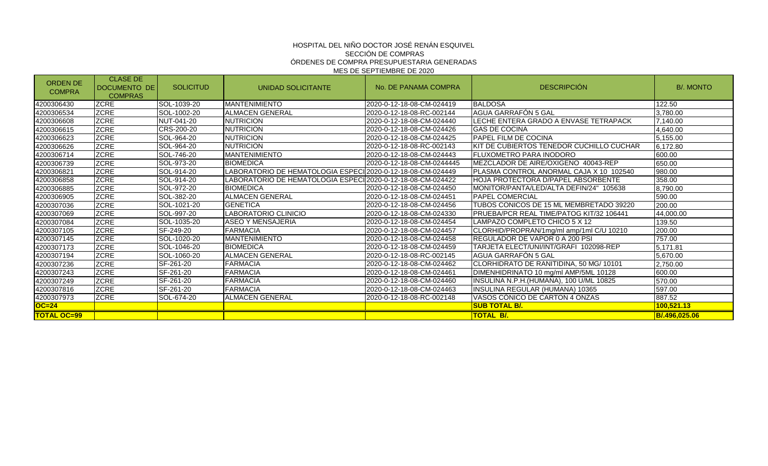# HOSPITAL DEL NIÑO DOCTOR JOSÉ RENÁN ESQUIVEL

## SECCIÓN DE COMPRAS

### ÓRDENES DE COMPRA PRESUPUESTARIA GENERADAS

MES DE SEPTIEMBRE DE 2020

| ORDEN DE COMPRA | CLASE DE DOCUMENTO DE COMPRAS | SOLICITUD | UNIDAD SOLICITANTE | No. DE PANAMA COMPRA | DESCRIPCIÓN | B/. MONTO |
|---|---|---|---|---|---|---|
| 4200306430 | ZCRE | SOL-1039-20 | MANTENIMIENTO | 2020-0-12-18-08-CM-024419 | BALDOSA | 122.50 |
| 4200306534 | ZCRE | SOL-1002-20 | ALMACEN GENERAL | 2020-0-12-18-08-RC-002144 | AGUA GARRAFÓN 5 GAL | 3,780.00 |
| 4200306608 | ZCRE | NUT-041-20 | NUTRICION | 2020-0-12-18-08-CM-024440 | LECHE ENTERA GRADO A ENVASE TETRAPACK | 7,140.00 |
| 4200306615 | ZCRE | CRS-200-20 | NUTRICION | 2020-0-12-18-08-CM-024426 | GAS DE COCINA | 4,640.00 |
| 4200306623 | ZCRE | SOL-964-20 | NUTRICION | 2020-0-12-18-08-CM-024425 | PAPEL FILM DE COCINA | 5,155.00 |
| 4200306626 | ZCRE | SOL-964-20 | NUTRICION | 2020-0-12-18-08-RC-002143 | KIT DE CUBIERTOS TENEDOR CUCHILLO CUCHAR | 6,172.80 |
| 4200306714 | ZCRE | SOL-746-20 | MANTENIMIENTO | 2020-0-12-18-08-CM-024443 | FLUXOMETRO PARA INODORO | 600.00 |
| 4200306739 | ZCRE | SOL-973-20 | BIOMEDICA | 2020-0-12-18-08-CM-0244445 | MEZCLADOR DE AIRE/OXIGENO 40043-REP | 650.00 |
| 4200306821 | ZCRE | SOL-914-20 | LABORATORIO DE HEMATOLOGIA ESPECI | 2020-0-12-18-08-CM-024449 | PLASMA CONTROL ANORMAL CAJA X 10 102540 | 980.00 |
| 4200306858 | ZCRE | SOL-914-20 | LABORATORIO DE HEMATOLOGIA ESPECI | 2020-0-12-18-08-CM-024422 | HOJA PROTECTORA D/PAPEL ABSORBENTE | 358.00 |
| 4200306885 | ZCRE | SOL-972-20 | BIOMEDICA | 2020-0-12-18-08-CM-024450 | MONITOR/PANTA/LED/ALTA DEFIN/24" 105638 | 8,790.00 |
| 4200306905 | ZCRE | SOL-382-20 | ALMACEN GENERAL | 2020-0-12-18-08-CM-024451 | PAPEL COMERCIAL | 590.00 |
| 4200307036 | ZCRE | SOL-1021-20 | GENETICA | 2020-0-12-18-08-CM-024456 | TUBOS CONICOS DE 15 ML MEMBRETADO 39220 | 200.00 |
| 4200307069 | ZCRE | SOL-997-20 | LABORATORIO CLINICIO | 2020-0-12-18-08-CM-024330 | PRUEBA/PCR REAL TIME/PATOG KIT/32 106441 | 44,000.00 |
| 4200307084 | ZCRE | SOL-1035-20 | ASEO Y MENSAJERIA | 2020-0-12-18-08-CM-024454 | LAMPAZO COMPLETO CHICO 5 X 12 | 139.50 |
| 4200307105 | ZCRE | SF-249-20 | FARMACIA | 2020-0-12-18-08-CM-024457 | CLORHID/PROPRAN/1mg/ml amp/1ml C/U 10210 | 200.00 |
| 4200307145 | ZCRE | SOL-1020-20 | MANTENIMIENTO | 2020-0-12-18-08-CM-024458 | REGULADOR DE VAPOR 0 A 200 PSI | 757.00 |
| 4200307173 | ZCRE | SOL-1046-20 | BIOMEDICA | 2020-0-12-18-08-CM-024459 | TARJETA ELECT/UNI/INT/GRÁFI 102098-REP | 5,171.81 |
| 4200307194 | ZCRE | SOL-1060-20 | ALMACEN GENERAL | 2020-0-12-18-08-RC-002145 | AGUA GARRAFÓN 5 GAL | 5,670.00 |
| 4200307236 | ZCRE | SF-261-20 | FARMACIA | 2020-0-12-18-08-CM-024462 | CLORHIDRATO DE RANITIDINA, 50 MG/ 10101 | 2,750.00 |
| 4200307243 | ZCRE | SF-261-20 | FARMACIA | 2020-0-12-18-08-CM-024461 | DIMENHIDRINATO 10 mg/ml AMP/5ML 10128 | 600.00 |
| 4200307249 | ZCRE | SF-261-20 | FARMACIA | 2020-0-12-18-08-CM-024460 | INSULINA N.P.H.(HUMANA), 100 U/ML 10825 | 570.00 |
| 4200307816 | ZCRE | SF-261-20 | FARMACIA | 2020-0-12-18-08-CM-024463 | INSULINA REGULAR (HUMANA) 10365 | 597.00 |
| 4200307973 | ZCRE | SOL-674-20 | ALMACEN GENERAL | 2020-0-12-18-08-RC-002148 | VASOS CÓNICO DE CARTON 4 ONZAS | 887.52 |
| **OC=24** | | | | | **SUB TOTAL B/.** | **100,521.13** |
| **TOTAL OC=99** | | | | | **TOTAL B/.** | **B/.496,025.06** |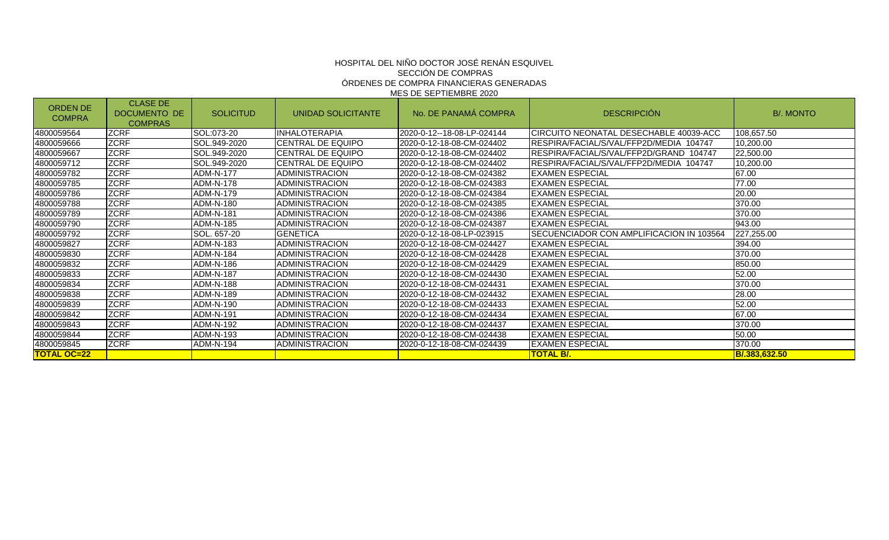# HOSPITAL DEL NIÑO DOCTOR JOSÉ RENÁN ESQUIVEL

## SECCIÓN DE COMPRAS

## ÓRDENES DE COMPRA FINANCIERAS GENERADAS

## MES DE SEPTIEMBRE 2020

| ORDEN DE COMPRA | CLASE DE DOCUMENTO DE COMPRAS | SOLICITUD | UNIDAD SOLICITANTE | No. DE PANAMÁ COMPRA | DESCRIPCIÓN | B/. MONTO |
|---|---|---|---|---|---|---|
| 4800059564 | ZCRF | SOL:073-20 | INHALOTERAPIA | 2020-0-12--18-08-LP-024144 | CIRCUITO NEONATAL DESECHABLE 40039-ACC | 108,657.50 |
| 4800059666 | ZCRF | SOL.949-2020 | CENTRAL DE EQUIPO | 2020-0-12-18-08-CM-024402 | RESPIRA/FACIAL/S/VAL/FFP2D/MEDIA 104747 | 10,200.00 |
| 4800059667 | ZCRF | SOL.949-2020 | CENTRAL DE EQUIPO | 2020-0-12-18-08-CM-024402 | RESPIRA/FACIAL/S/VAL/FFP2D/GRAND 104747 | 22,500.00 |
| 4800059712 | ZCRF | SOL.949-2020 | CENTRAL DE EQUIPO | 2020-0-12-18-08-CM-024402 | RESPIRA/FACIAL/S/VAL/FFP2D/MEDIA 104747 | 10,200.00 |
| 4800059782 | ZCRF | ADM-N-177 | ADMINISTRACION | 2020-0-12-18-08-CM-024382 | EXAMEN ESPECIAL | 67.00 |
| 4800059785 | ZCRF | ADM-N-178 | ADMINISTRACION | 2020-0-12-18-08-CM-024383 | EXAMEN ESPECIAL | 77.00 |
| 4800059786 | ZCRF | ADM-N-179 | ADMINISTRACION | 2020-0-12-18-08-CM-024384 | EXAMEN ESPECIAL | 20.00 |
| 4800059788 | ZCRF | ADM-N-180 | ADMINISTRACION | 2020-0-12-18-08-CM-024385 | EXAMEN ESPECIAL | 370.00 |
| 4800059789 | ZCRF | ADM-N-181 | ADMINISTRACION | 2020-0-12-18-08-CM-024386 | EXAMEN ESPECIAL | 370.00 |
| 4800059790 | ZCRF | ADM-N-185 | ADMINISTRACION | 2020-0-12-18-08-CM-024387 | EXAMEN ESPECIAL | 943.00 |
| 4800059792 | ZCRF | SOL. 657-20 | GENETICA | 2020-0-12-18-08-LP-023915 | SECUENCIADOR CON AMPLIFICACION IN 103564 | 227,255.00 |
| 4800059827 | ZCRF | ADM-N-183 | ADMINISTRACION | 2020-0-12-18-08-CM-024427 | EXAMEN ESPECIAL | 394.00 |
| 4800059830 | ZCRF | ADM-N-184 | ADMINISTRACION | 2020-0-12-18-08-CM-024428 | EXAMEN ESPECIAL | 370.00 |
| 4800059832 | ZCRF | ADM-N-186 | ADMINISTRACION | 2020-0-12-18-08-CM-024429 | EXAMEN ESPECIAL | 850.00 |
| 4800059833 | ZCRF | ADM-N-187 | ADMINISTRACION | 2020-0-12-18-08-CM-024430 | EXAMEN ESPECIAL | 52.00 |
| 4800059834 | ZCRF | ADM-N-188 | ADMINISTRACION | 2020-0-12-18-08-CM-024431 | EXAMEN ESPECIAL | 370.00 |
| 4800059838 | ZCRF | ADM-N-189 | ADMINISTRACION | 2020-0-12-18-08-CM-024432 | EXAMEN ESPECIAL | 28.00 |
| 4800059839 | ZCRF | ADM-N-190 | ADMINISTRACION | 2020-0-12-18-08-CM-024433 | EXAMEN ESPECIAL | 52.00 |
| 4800059842 | ZCRF | ADM-N-191 | ADMINISTRACION | 2020-0-12-18-08-CM-024434 | EXAMEN ESPECIAL | 67.00 |
| 4800059843 | ZCRF | ADM-N-192 | ADMINISTRACION | 2020-0-12-18-08-CM-024437 | EXAMEN ESPECIAL | 370.00 |
| 4800059844 | ZCRF | ADM-N-193 | ADMINISTRACION | 2020-0-12-18-08-CM-024438 | EXAMEN ESPECIAL | 50.00 |
| 4800059845 | ZCRF | ADM-N-194 | ADMINISTRACION | 2020-0-12-18-08-CM-024439 | EXAMEN ESPECIAL | 370.00 |
| **TOTAL OC=22** | | | | | **TOTAL B/.** | **B/.383,632.50** |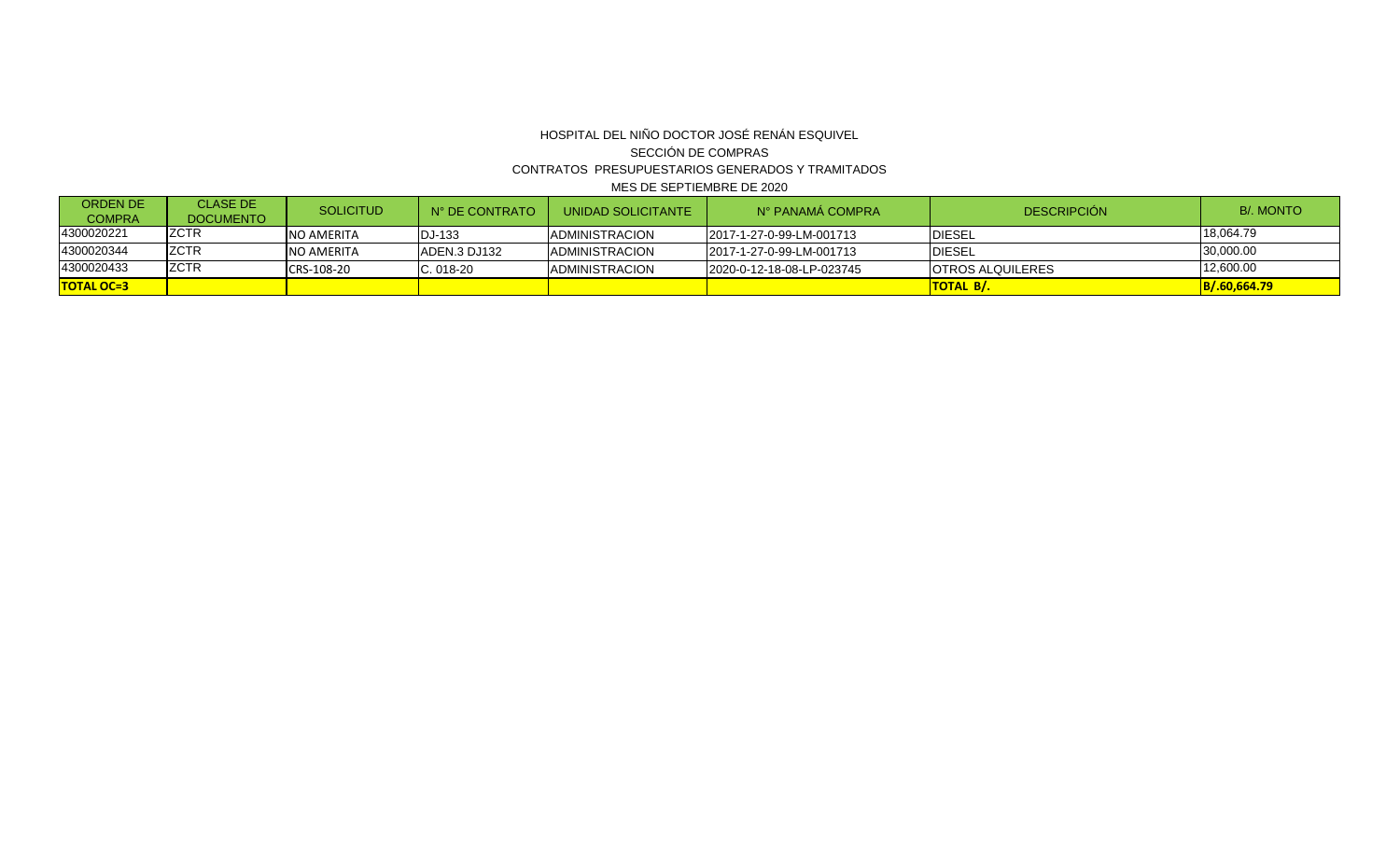HOSPITAL DEL NIÑO DOCTOR JOSÉ RENÁN ESQUIVEL

SECCIÓN DE COMPRAS

CONTRATOS PRESUPUESTARIOS GENERADOS Y TRAMITADOS

MES DE SEPTIEMBRE DE 2020

| ORDEN DE COMPRA | CLASE DE DOCUMENTO | SOLICITUD | N° DE CONTRATO | UNIDAD SOLICITANTE | N° PANAMÁ COMPRA | DESCRIPCIÓN | B/. MONTO |
|---|---|---|---|---|---|---|---|
| 4300020221 | ZCTR | NO AMERITA | DJ-133 | ADMINISTRACION | 2017-1-27-0-99-LM-001713 | DIESEL | 18,064.79 |
| 4300020344 | ZCTR | NO AMERITA | ADEN.3 DJ132 | ADMINISTRACION | 2017-1-27-0-99-LM-001713 | DIESEL | 30,000.00 |
| 4300020433 | ZCTR | CRS-108-20 | C. 018-20 | ADMINISTRACION | 2020-0-12-18-08-LP-023745 | OTROS ALQUILERES | 12,600.00 |
| **TOTAL OC=3** | | | | | | **TOTAL B/.** | **B/.60,664.79** |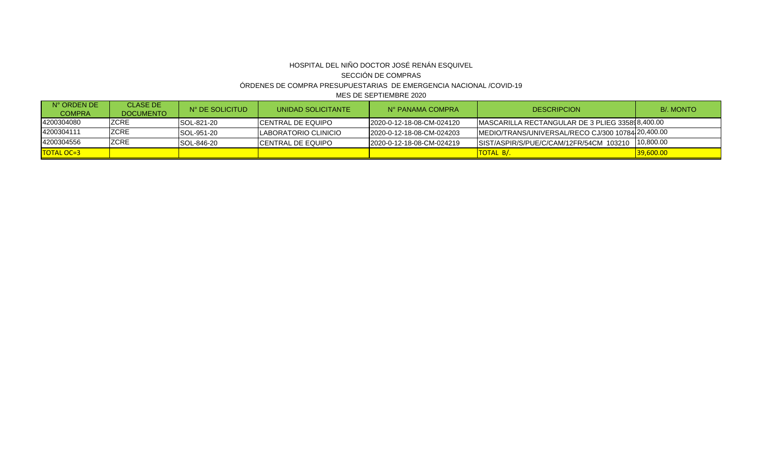HOSPITAL DEL NIÑO DOCTOR JOSÉ RENÁN ESQUIVEL

SECCIÓN DE COMPRAS

ÓRDENES DE COMPRA PRESUPUESTARIAS DE EMERGENCIA NACIONAL /COVID-19

MES DE SEPTIEMBRE 2020

| N° ORDEN DE COMPRA | CLASE DE DOCUMENTO | N° DE SOLICITUD | UNIDAD SOLICITANTE | N° PANAMA COMPRA | DESCRIPCION | B/. MONTO |
|---|---|---|---|---|---|---|
| 4200304080 | ZCRE | SOL-821-20 | CENTRAL DE EQUIPO | 2020-0-12-18-08-CM-024120 | MASCARILLA RECTANGULAR DE 3 PLIEG 33589 | 8,400.00 |
| 4200304111 | ZCRE | SOL-951-20 | LABORATORIO CLINICIO | 2020-0-12-18-08-CM-024203 | MEDIO/TRANS/UNIVERSAL/RECO CJ/300 10784 | 20,400.00 |
| 4200304556 | ZCRE | SOL-846-20 | CENTRAL DE EQUIPO | 2020-0-12-18-08-CM-024219 | SIST/ASPIR/S/PUE/C/CAM/12FR/54CM 103210 | 10,800.00 |
| TOTAL OC=3 | | | | | TOTAL B/. | 39,600.00 |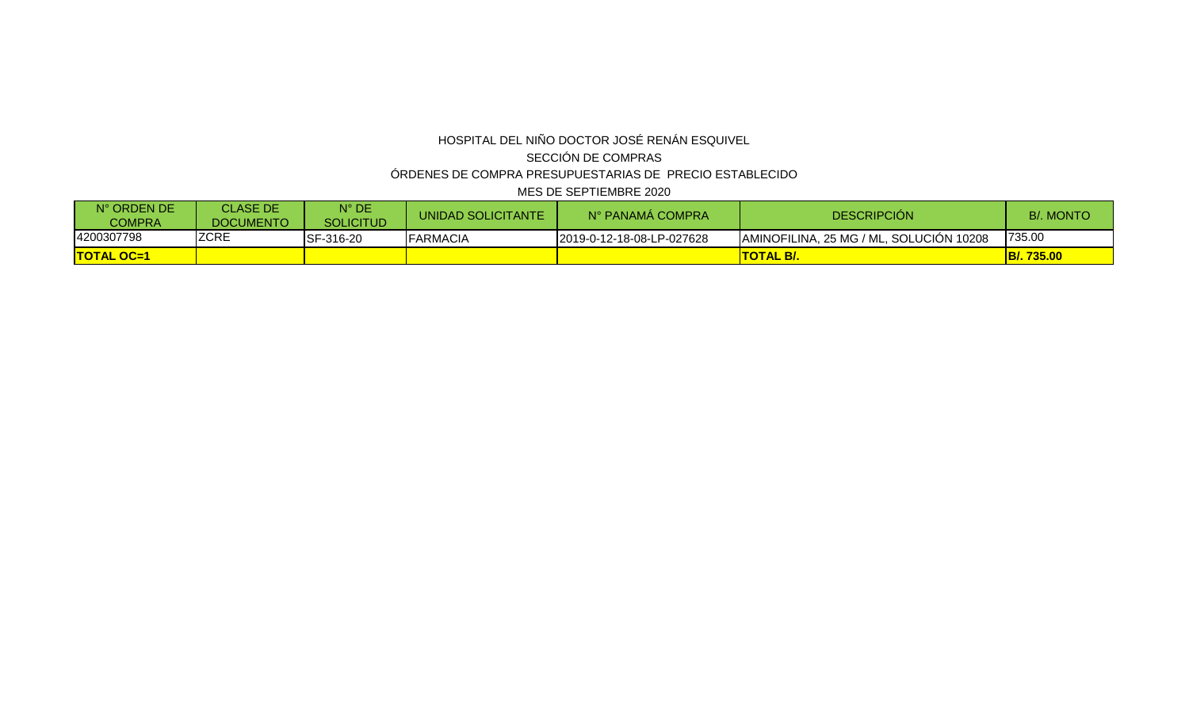HOSPITAL DEL NIÑO DOCTOR JOSÉ RENÁN ESQUIVEL

SECCIÓN DE COMPRAS

ÓRDENES DE COMPRA PRESUPUESTARIAS DE PRECIO ESTABLECIDO

MES DE SEPTIEMBRE 2020

| N° ORDEN DE COMPRA | CLASE DE DOCUMENTO | N° DE SOLICITUD | UNIDAD SOLICITANTE | N° PANAMÁ COMPRA | DESCRIPCIÓN | B/. MONTO |
|---|---|---|---|---|---|---|
| 4200307798 | ZCRE | SF-316-20 | FARMACIA | 2019-0-12-18-08-LP-027628 | AMINOFILINA, 25 MG / ML, SOLUCIÓN 10208 | 735.00 |
| **TOTAL OC=1** | | | | | **TOTAL B/.** | **B/. 735.00** |